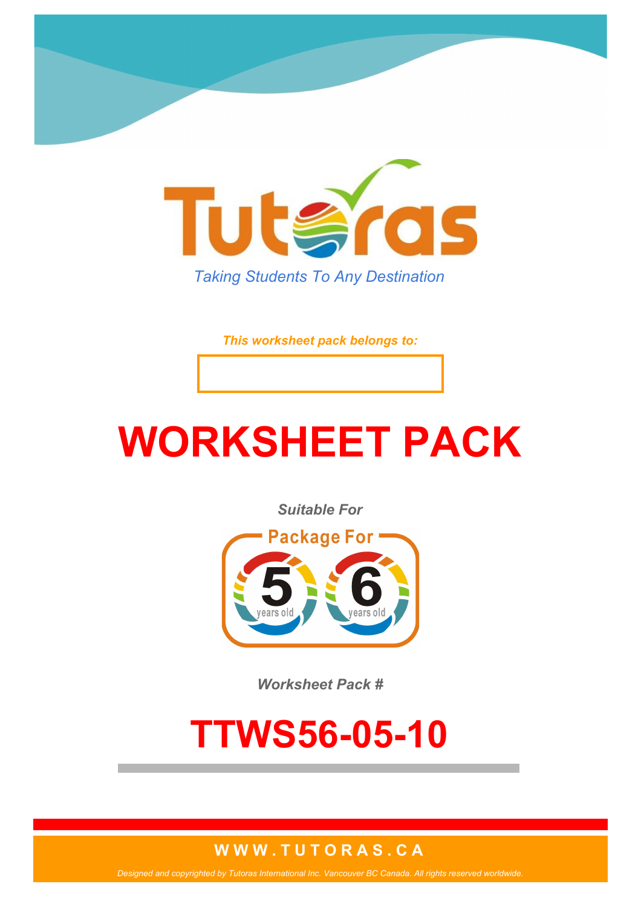Tutoras

*Taking Students To Any Destination*

***This worksheet pack belongs to:***

# WORKSHEET PACK

***Suitable For***

Package For 5 years old 6 years old

***Worksheet Pack #***

# TTWS56-05-10

**WWW.TUTORAS.CA**

*Designed and copyrighted by Tutoras International Inc. Vancouver BC Canada. All rights reserved worldwide.*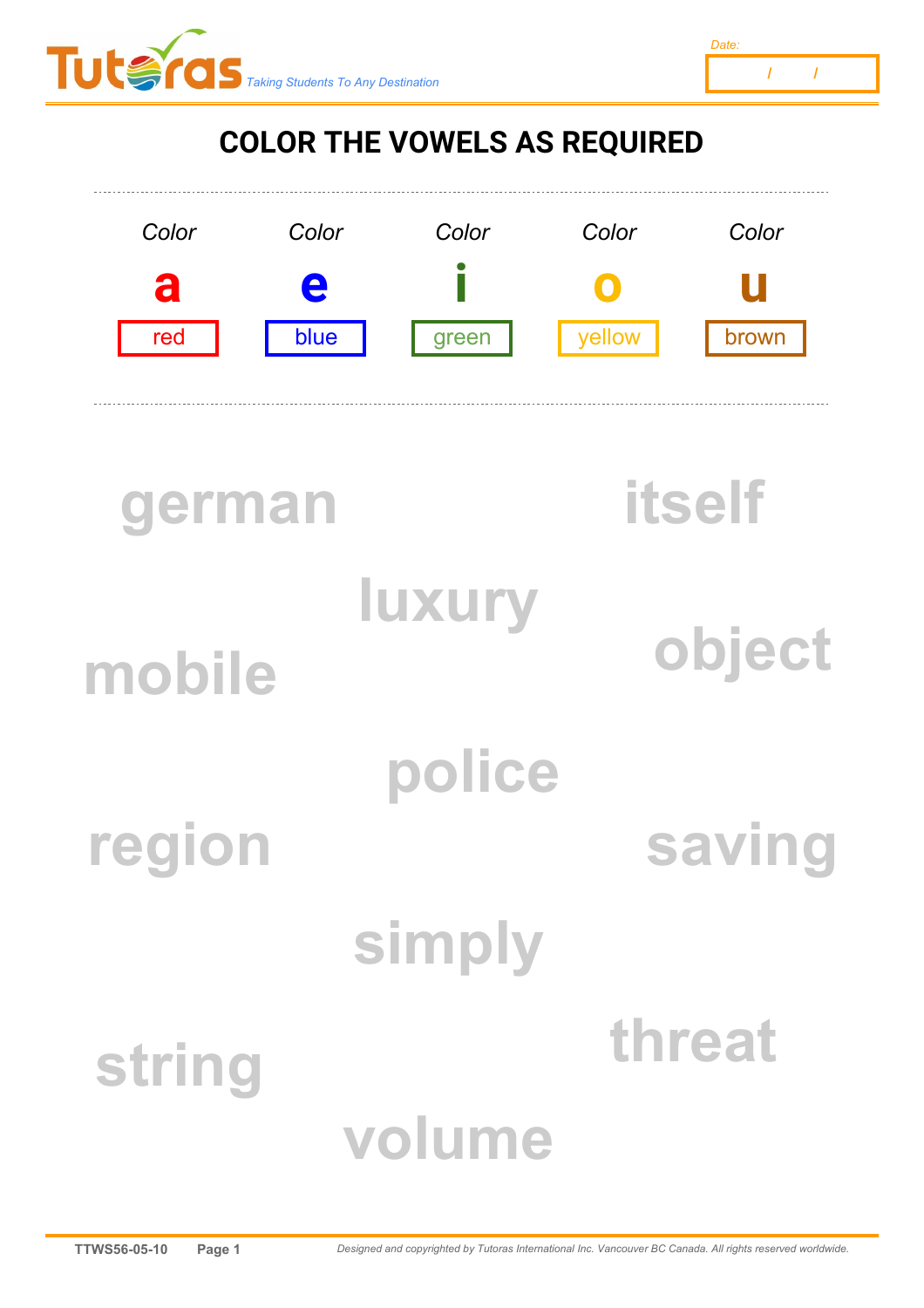# COLOR THE VOWELS AS REQUIRED

| *Color* | *Color* | *Color* | *Color* | *Color* |
|---|---|---|---|---|
| **a** | **e** | **i** | **o** | **u** |
| red | blue | green | yellow | brown |

german

itself

luxury

object

mobile

police

region

saving

simply

threat

string

volume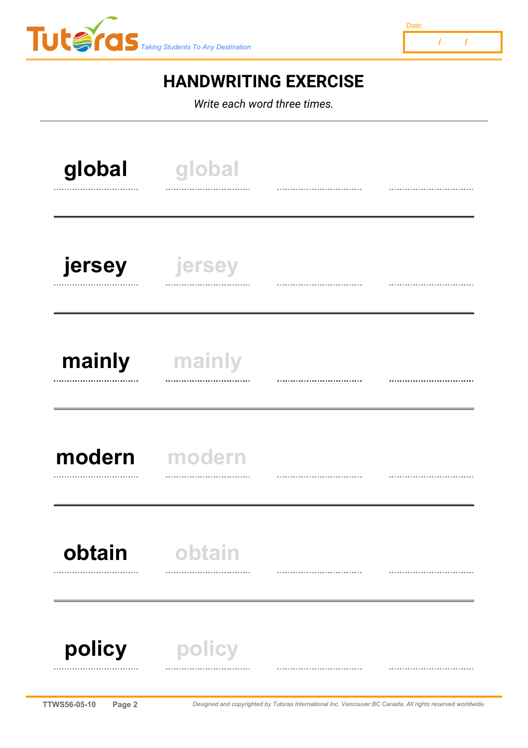Date: / /

# HANDWRITING EXERCISE

*Write each word three times.*

| | | | |
|---|---|---|---|
| **global** | global | | |
| **jersey** | jersey | | |
| **mainly** | mainly | | |
| **modern** | modern | | |
| **obtain** | obtain | | |
| **policy** | policy | | |

TTWS56-05-10

*Designed and copyrighted by Tutoras International Inc. Vancouver BC Canada. All rights reserved worldwide.*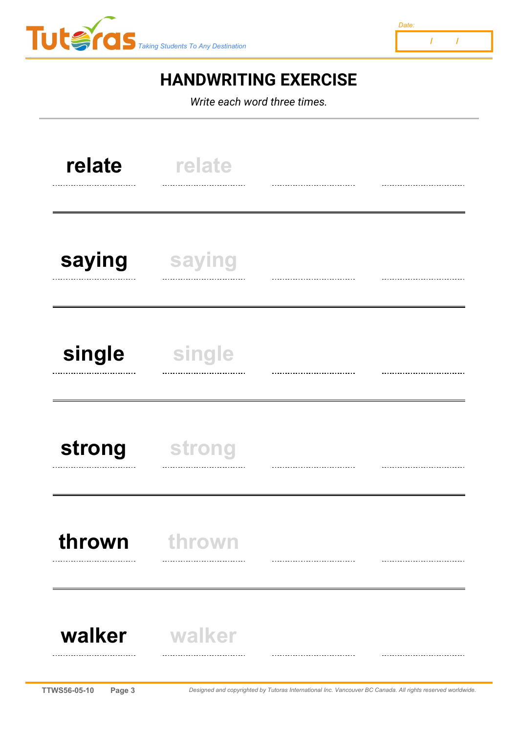Date: / /

# HANDWRITING EXERCISE

*Write each word three times.*

| | | | |
|---|---|---|---|
| **relate** | relate | | |
| **saying** | saying | | |
| **single** | single | | |
| **strong** | strong | | |
| **thrown** | thrown | | |
| **walker** | walker | | |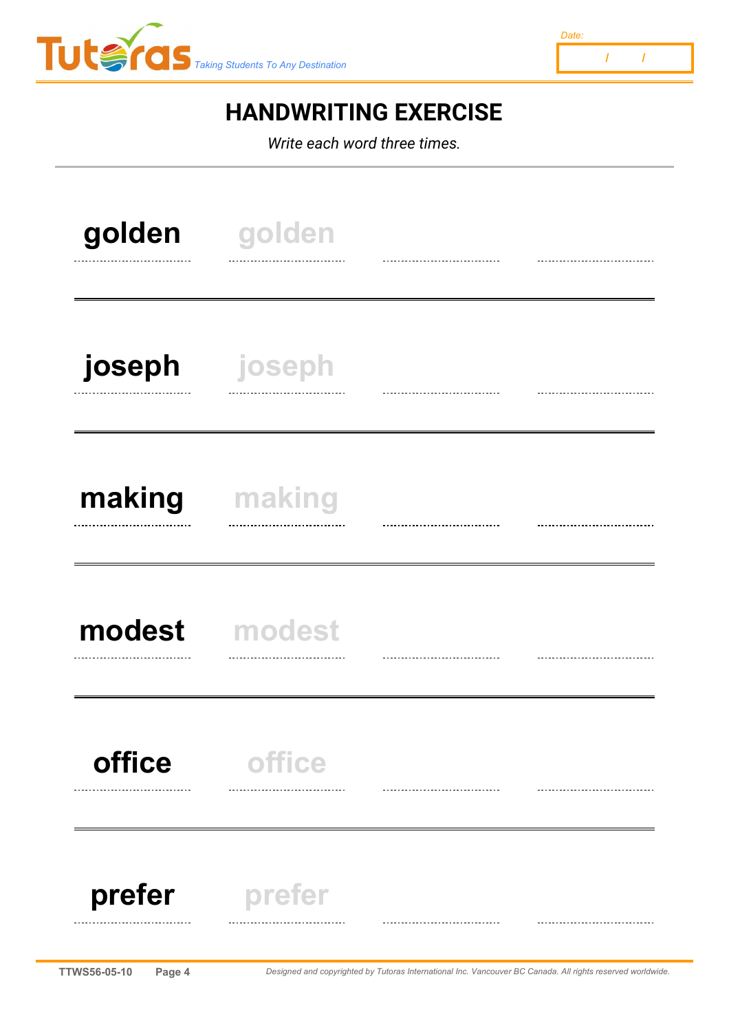Date:
/ /

# HANDWRITING EXERCISE

*Write each word three times.*

| | | | |
|---|---|---|---|
| **golden** | golden | | |
| **joseph** | joseph | | |
| **making** | making | | |
| **modest** | modest | | |
| **office** | office | | |
| **prefer** | prefer | | |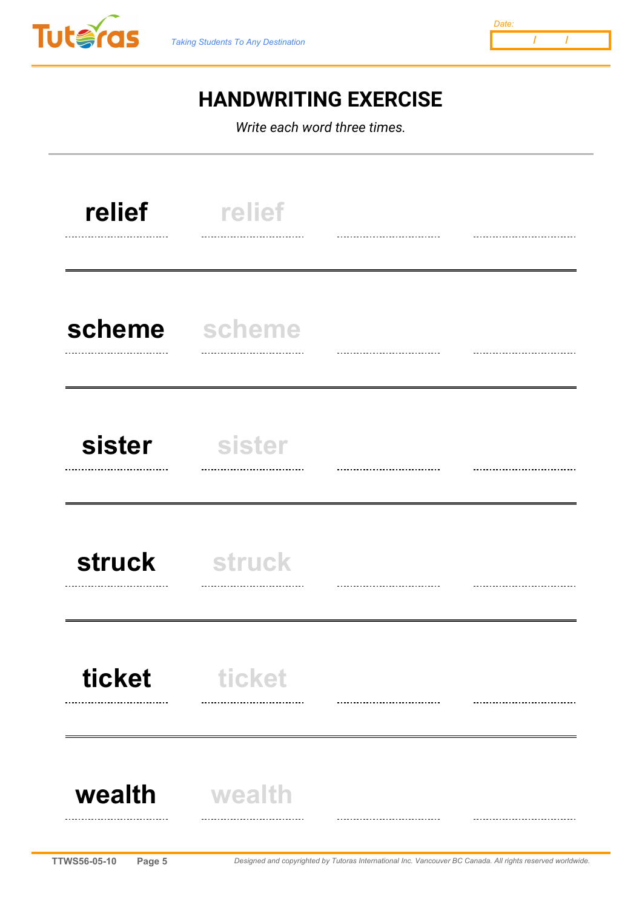# HANDWRITING EXERCISE

*Write each word three times.*

| | | | |
|---|---|---|---|
| **relief** | relief | | |
| **scheme** | scheme | | |
| **sister** | sister | | |
| **struck** | struck | | |
| **ticket** | ticket | | |
| **wealth** | wealth | | |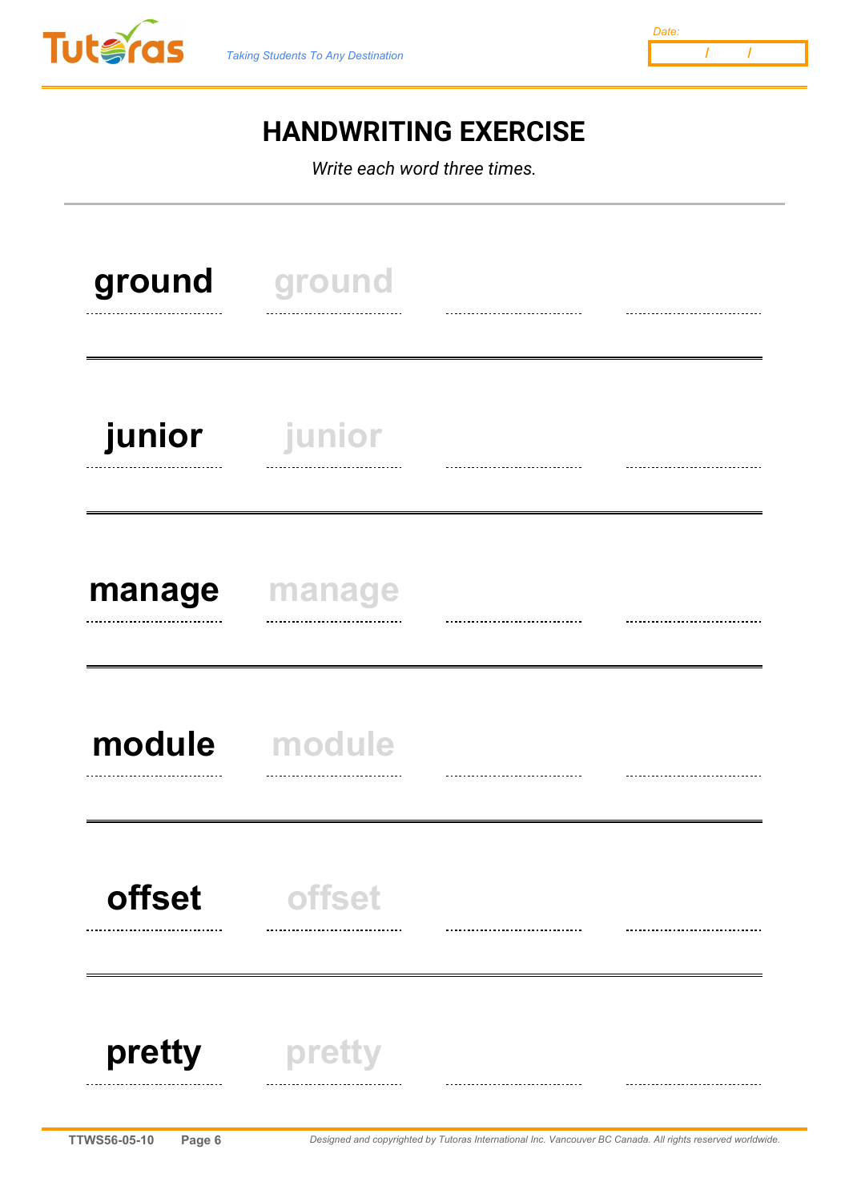# HANDWRITING EXERCISE

*Write each word three times.*

| | | | |
|---|---|---|---|
| **ground** | ground | | |
| **junior** | junior | | |
| **manage** | manage | | |
| **module** | module | | |
| **offset** | offset | | |
| **pretty** | pretty | | |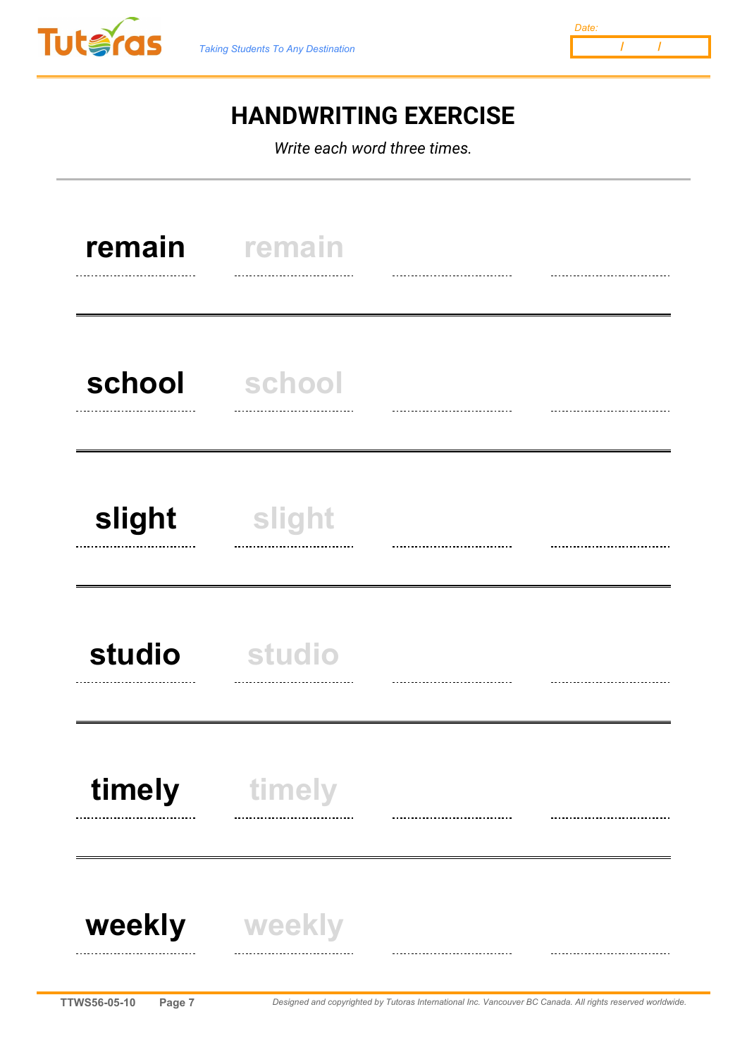Taking Students To Any Destination

Date: / /

# HANDWRITING EXERCISE

*Write each word three times.*

**remain** remain

**school** school

**slight** slight

**studio** studio

**timely** timely

**weekly** weekly

TTWS56-05-10 Page 7 *Designed and copyrighted by Tutoras International Inc. Vancouver BC Canada. All rights reserved worldwide.*